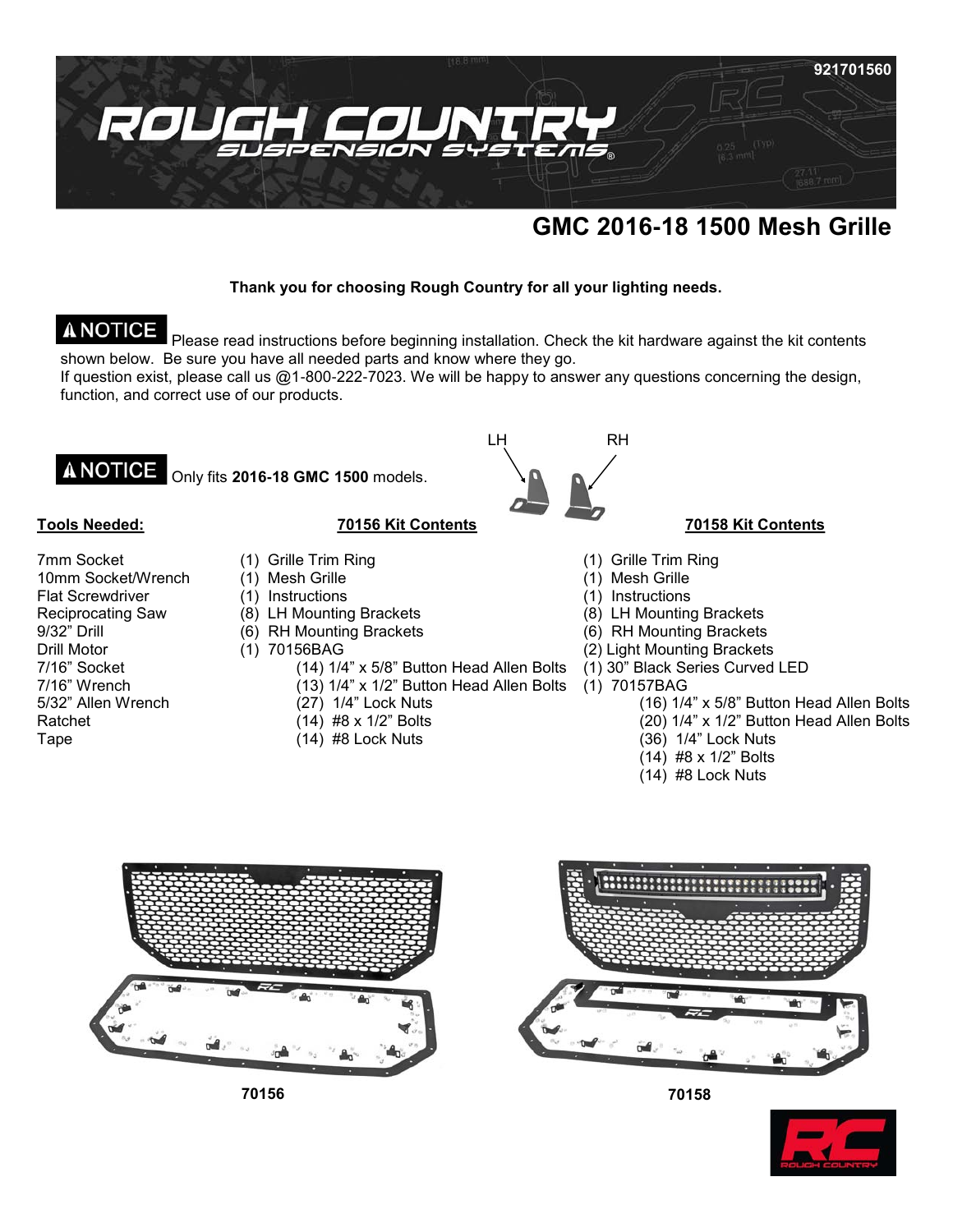921701560

# GMC 2016-18 1500 Mesh Grille

**Thank you for choosing Rough Country for all your lighting needs.**

**NOTICE** Please read instructions before beginning installation. Check the kit hardware against the kit contents shown below. Be sure you have all needed parts and know where they go.
If question exist, please call us @1-800-222-7023. We will be happy to answer any questions concerning the design, function, and correct use of our products.

**NOTICE** Only fits **2016-18 GMC 1500** models.

LH RH

## Tools Needed:

7mm Socket
10mm Socket/Wrench
Flat Screwdriver
Reciprocating Saw
9/32" Drill
Drill Motor
7/16" Socket
7/16" Wrench
5/32" Allen Wrench
Ratchet
Tape

## 70156 Kit Contents

(1) Grille Trim Ring
(1) Mesh Grille
(1) Instructions
(8) LH Mounting Brackets
(6) RH Mounting Brackets
(1) 70156BAG
- (14) 1/4" x 5/8" Button Head Allen Bolts
- (13) 1/4" x 1/2" Button Head Allen Bolts
- (27) 1/4" Lock Nuts
- (14) #8 x 1/2" Bolts
- (14) #8 Lock Nuts

## 70158 Kit Contents

(1) Grille Trim Ring
(1) Mesh Grille
(1) Instructions
(8) LH Mounting Brackets
(6) RH Mounting Brackets
(2) Light Mounting Brackets
(1) 30" Black Series Curved LED
(1) 70157BAG
- (16) 1/4" x 5/8" Button Head Allen Bolts
- (20) 1/4" x 1/2" Button Head Allen Bolts
- (36) 1/4" Lock Nuts
- (14) #8 x 1/2" Bolts
- (14) #8 Lock Nuts

70156

70158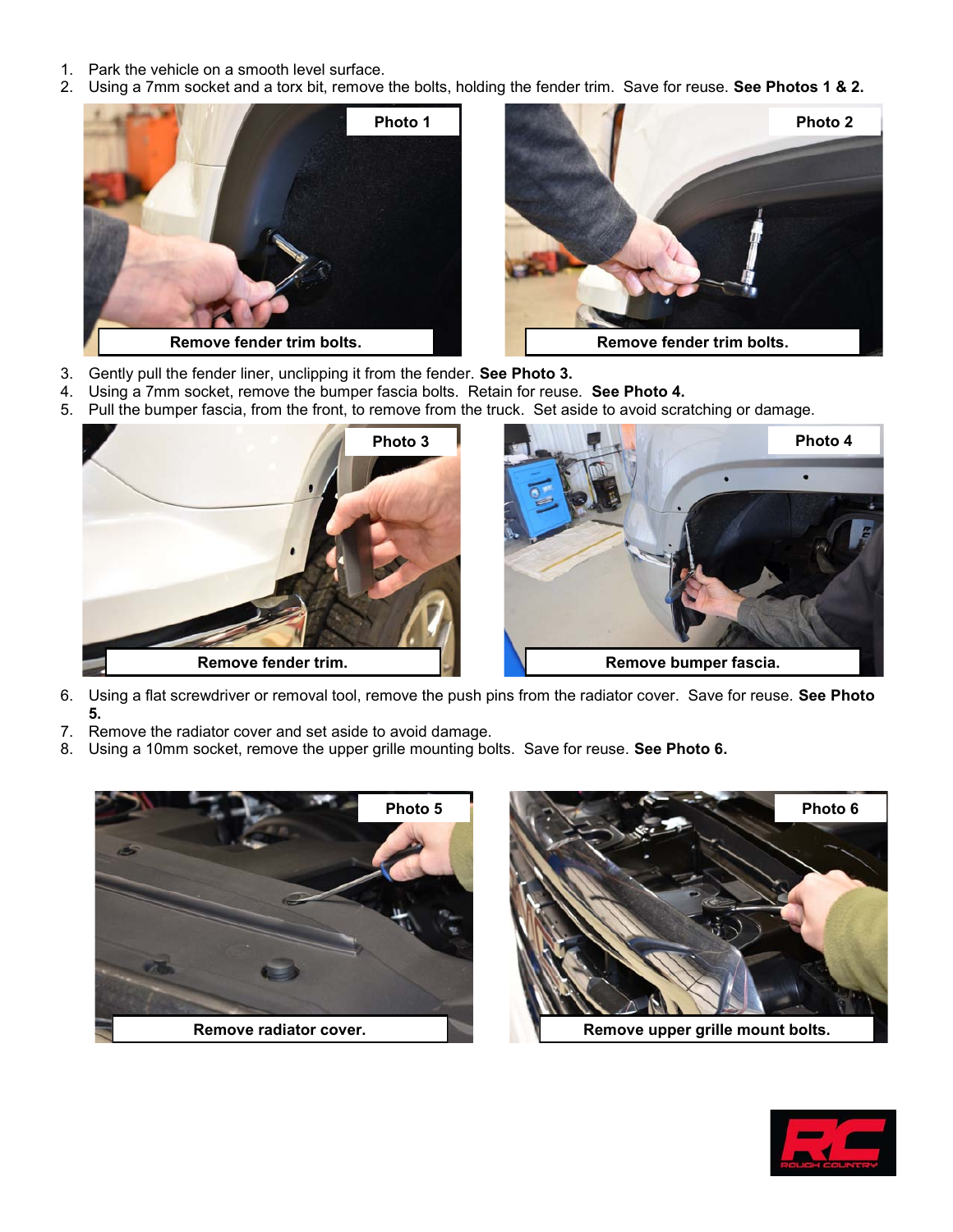1. Park the vehicle on a smooth level surface.
2. Using a 7mm socket and a torx bit, remove the bolts, holding the fender trim. Save for reuse. **See Photos 1 & 2.**

**Photo 1**

Remove fender trim bolts.

**Photo 2**

Remove fender trim bolts.

3. Gently pull the fender liner, unclipping it from the fender. **See Photo 3.**
4. Using a 7mm socket, remove the bumper fascia bolts. Retain for reuse. **See Photo 4.**
5. Pull the bumper fascia, from the front, to remove from the truck. Set aside to avoid scratching or damage.

**Photo 3**

Remove fender trim.

**Photo 4**

Remove bumper fascia.

6. Using a flat screwdriver or removal tool, remove the push pins from the radiator cover. Save for reuse. **See Photo 5.**
7. Remove the radiator cover and set aside to avoid damage.
8. Using a 10mm socket, remove the upper grille mounting bolts. Save for reuse. **See Photo 6.**

**Photo 5**

Remove radiator cover.

**Photo 6**

Remove upper grille mount bolts.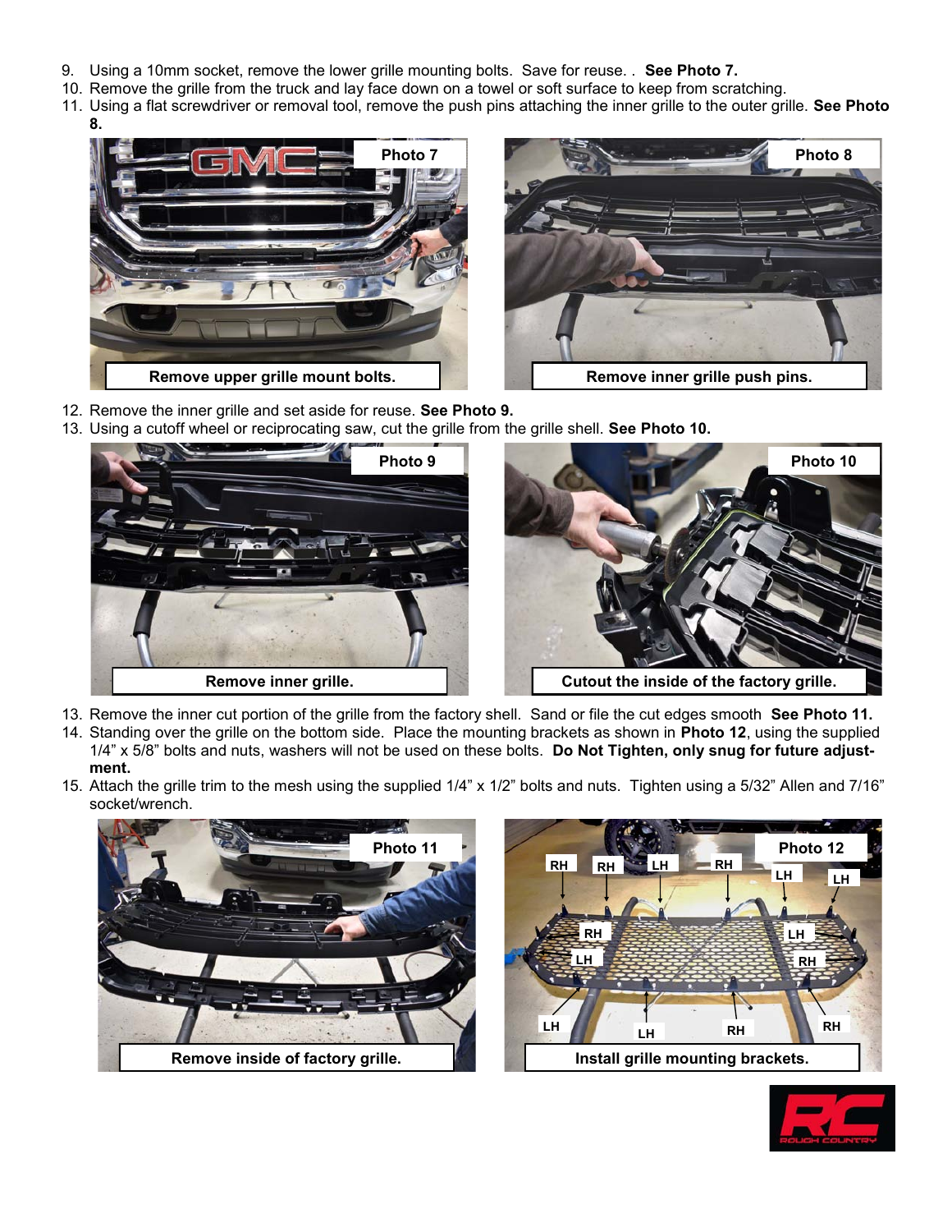9. Using a 10mm socket, remove the lower grille mounting bolts. Save for reuse. . **See Photo 7.**
10. Remove the grille from the truck and lay face down on a towel or soft surface to keep from scratching.
11. Using a flat screwdriver or removal tool, remove the push pins attaching the inner grille to the outer grille. **See Photo 8.**

Photo 7

Remove upper grille mount bolts.

Photo 8

Remove inner grille push pins.

12. Remove the inner grille and set aside for reuse. **See Photo 9.**
13. Using a cutoff wheel or reciprocating saw, cut the grille from the grille shell. **See Photo 10.**

Photo 9

Remove inner grille.

Photo 10

Cutout the inside of the factory grille.

13. Remove the inner cut portion of the grille from the factory shell. Sand or file the cut edges smooth **See Photo 11.**
14. Standing over the grille on the bottom side. Place the mounting brackets as shown in **Photo 12**, using the supplied 1/4" x 5/8" bolts and nuts, washers will not be used on these bolts. **Do Not Tighten, only snug for future adjustment.**
15. Attach the grille trim to the mesh using the supplied 1/4" x 1/2" bolts and nuts. Tighten using a 5/32" Allen and 7/16" socket/wrench.

Photo 11

Remove inside of factory grille.

Photo 12

Install grille mounting brackets.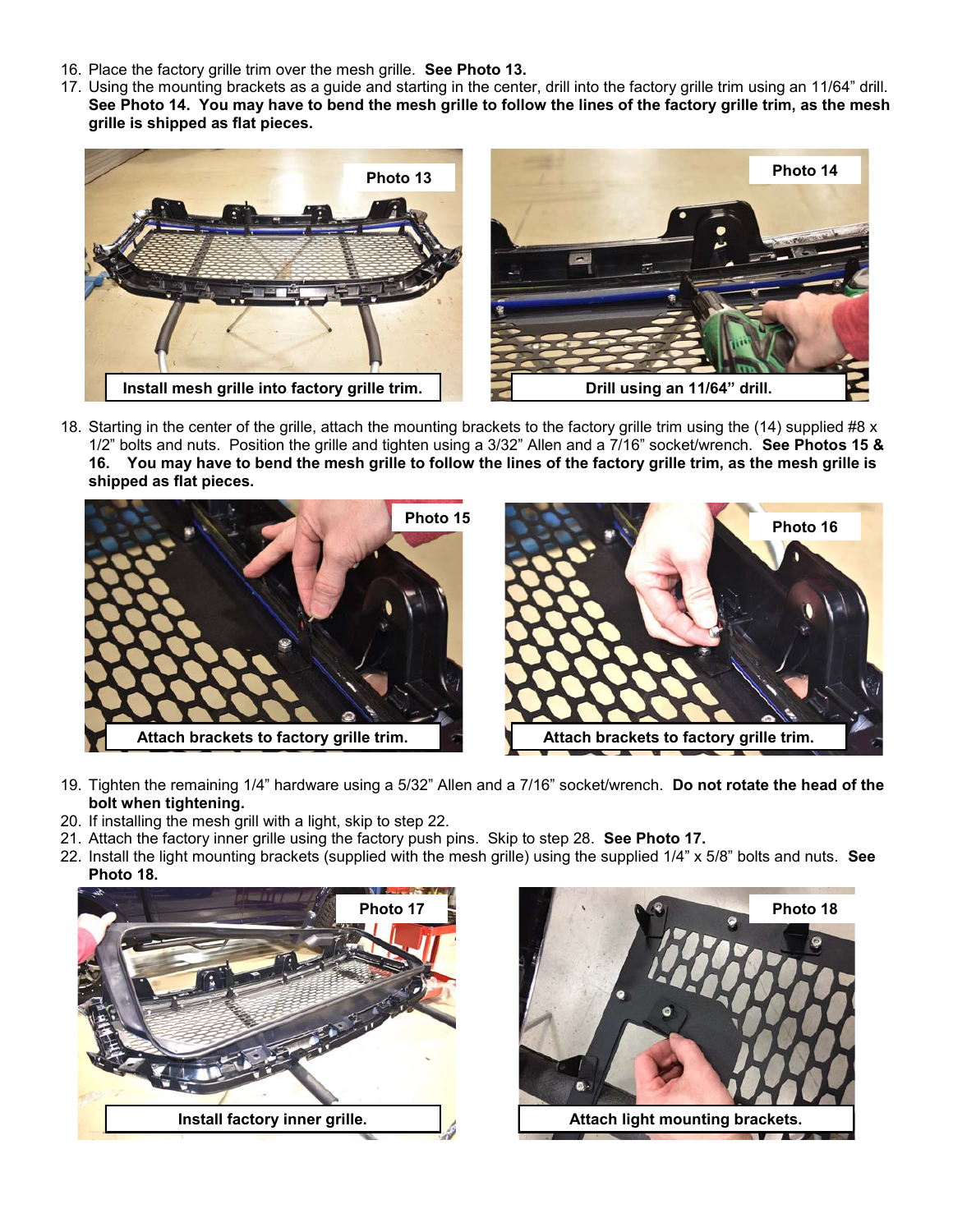16. Place the factory grille trim over the mesh grille. **See Photo 13.**
17. Using the mounting brackets as a guide and starting in the center, drill into the factory grille trim using an 11/64" drill. **See Photo 14. You may have to bend the mesh grille to follow the lines of the factory grille trim, as the mesh grille is shipped as flat pieces.**

Photo 13

Install mesh grille into factory grille trim.

Photo 14

Drill using an 11/64" drill.

18. Starting in the center of the grille, attach the mounting brackets to the factory grille trim using the (14) supplied #8 x 1/2" bolts and nuts. Position the grille and tighten using a 3/32" Allen and a 7/16" socket/wrench. **See Photos 15 & 16. You may have to bend the mesh grille to follow the lines of the factory grille trim, as the mesh grille is shipped as flat pieces.**

Photo 15

Attach brackets to factory grille trim.

Photo 16

Attach brackets to factory grille trim.

19. Tighten the remaining 1/4" hardware using a 5/32" Allen and a 7/16" socket/wrench. **Do not rotate the head of the bolt when tightening.**
20. If installing the mesh grill with a light, skip to step 22.
21. Attach the factory inner grille using the factory push pins. Skip to step 28. **See Photo 17.**
22. Install the light mounting brackets (supplied with the mesh grille) using the supplied 1/4" x 5/8" bolts and nuts. **See Photo 18.**

Photo 17

Install factory inner grille.

Photo 18

Attach light mounting brackets.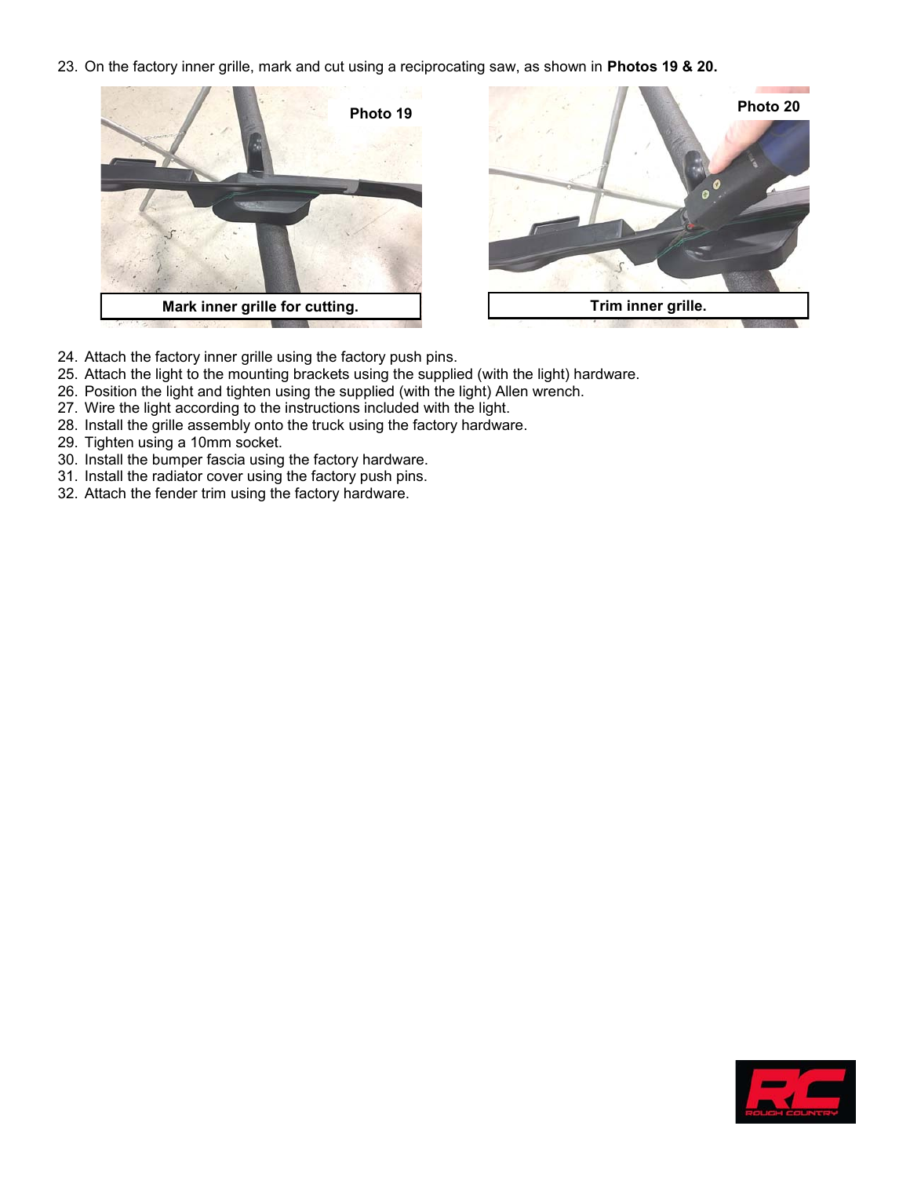23. On the factory inner grille, mark and cut using a reciprocating saw, as shown in **Photos 19 & 20.**

Photo 19

**Mark inner grille for cutting.**

Photo 20

**Trim inner grille.**

24. Attach the factory inner grille using the factory push pins.
25. Attach the light to the mounting brackets using the supplied (with the light) hardware.
26. Position the light and tighten using the supplied (with the light) Allen wrench.
27. Wire the light according to the instructions included with the light.
28. Install the grille assembly onto the truck using the factory hardware.
29. Tighten using a 10mm socket.
30. Install the bumper fascia using the factory hardware.
31. Install the radiator cover using the factory push pins.
32. Attach the fender trim using the factory hardware.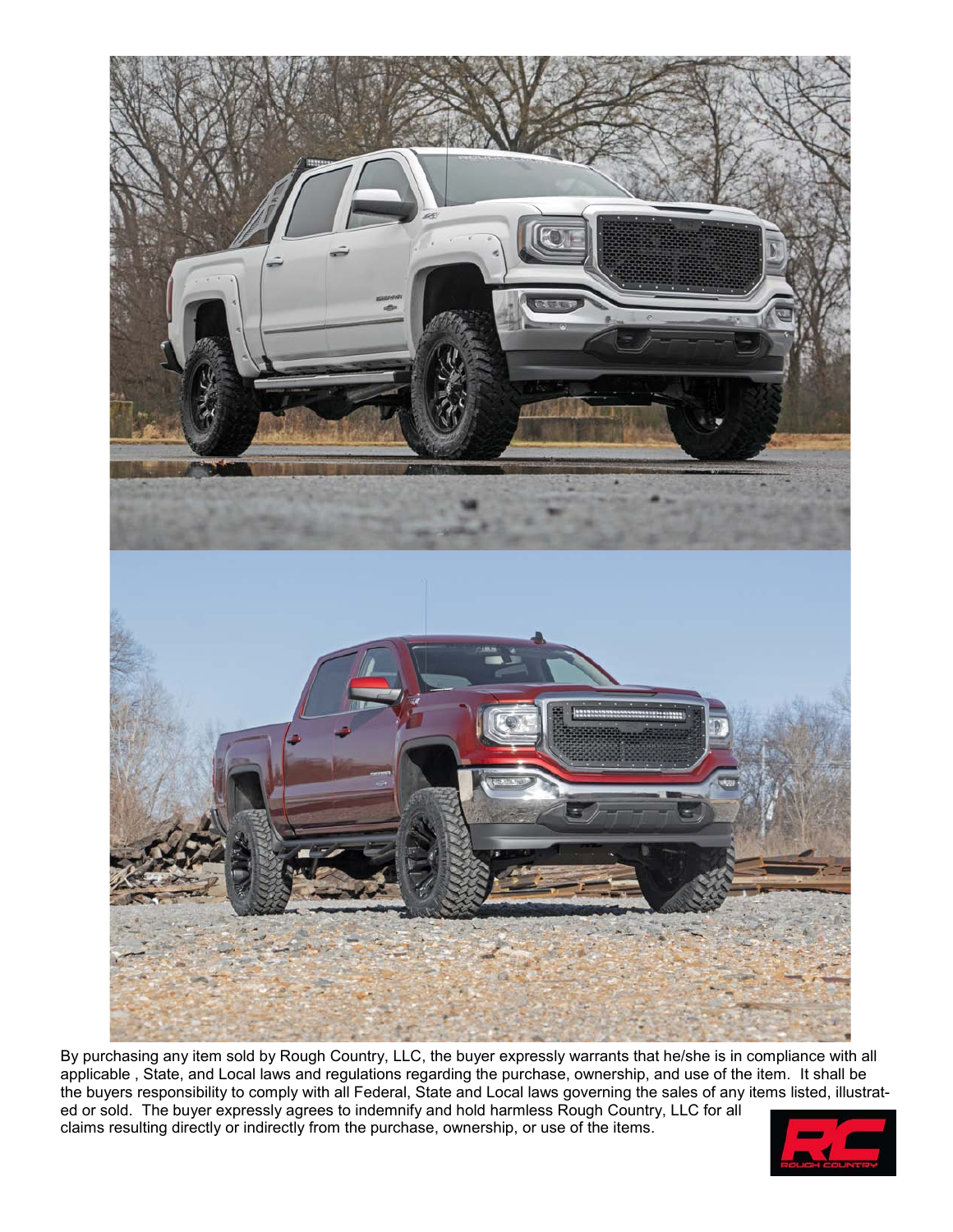By purchasing any item sold by Rough Country, LLC, the buyer expressly warrants that he/she is in compliance with all applicable , State, and Local laws and regulations regarding the purchase, ownership, and use of the item. It shall be the buyers responsibility to comply with all Federal, State and Local laws governing the sales of any items listed, illustrated or sold. The buyer expressly agrees to indemnify and hold harmless Rough Country, LLC for all claims resulting directly or indirectly from the purchase, ownership, or use of the items.